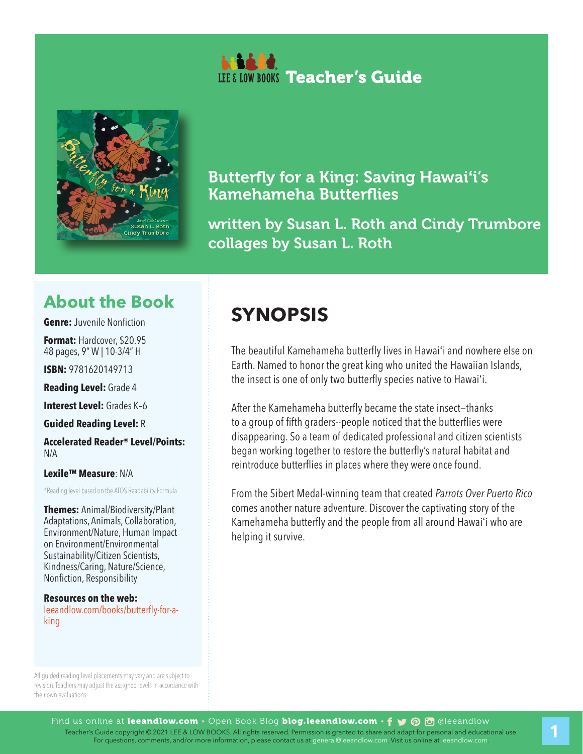# LEE & LOW BOOKS Teacher's Guide

## Butterfly for a King: Saving Hawai'i's Kamehameha Butterflies

written by Susan L. Roth and Cindy Trumbore
collages by Susan L. Roth

## About the Book

**Genre:** Juvenile Nonfiction

**Format:** Hardcover, $20.95
48 pages, 9" W | 10-3/4" H

**ISBN:** 9781620149713

**Reading Level:** Grade 4

**Interest Level:** Grades K–6

**Guided Reading Level:** R

**Accelerated Reader® Level/Points:** N/A

**Lexile™ Measure**: N/A

*Reading level based on the ATOS Readability Formula

**Themes:** Animal/Biodiversity/Plant Adaptations, Animals, Collaboration, Environment/Nature, Human Impact on Environment/Environmental Sustainability/Citizen Scientists, Kindness/Caring, Nature/Science, Nonfiction, Responsibility

**Resources on the web:**
leeandlow.com/books/butterfly-for-a-king

All guided reading level placements may vary and are subject to revision. Teachers may adjust the assigned levels in accordance with their own evaluations.

## SYNOPSIS

The beautiful Kamehameha butterfly lives in Hawai'i and nowhere else on Earth. Named to honor the great king who united the Hawaiian Islands, the insect is one of only two butterfly species native to Hawai'i.

After the Kamehameha butterfly became the state insect–thanks to a group of fifth graders--people noticed that the butterflies were disappearing. So a team of dedicated professional and citizen scientists began working together to restore the butterfly's natural habitat and reintroduce butterflies in places where they were once found.

From the Sibert Medal-winning team that created *Parrots Over Puerto Rico* comes another nature adventure. Discover the captivating story of the Kamehameha butterfly and the people from all around Hawai'i who are helping it survive.

Find us online at **leeandlow.com** • Open Book Blog **blog.leeandlow.com** • @leeandlow

Teacher's Guide copyright © 2021 LEE & LOW BOOKS. All rights reserved. Permission is granted to share and adapt for personal and educational use. For questions, comments, and/or more information, please contact us at general@leeandlow.com. Visit us online at leeandlow.com.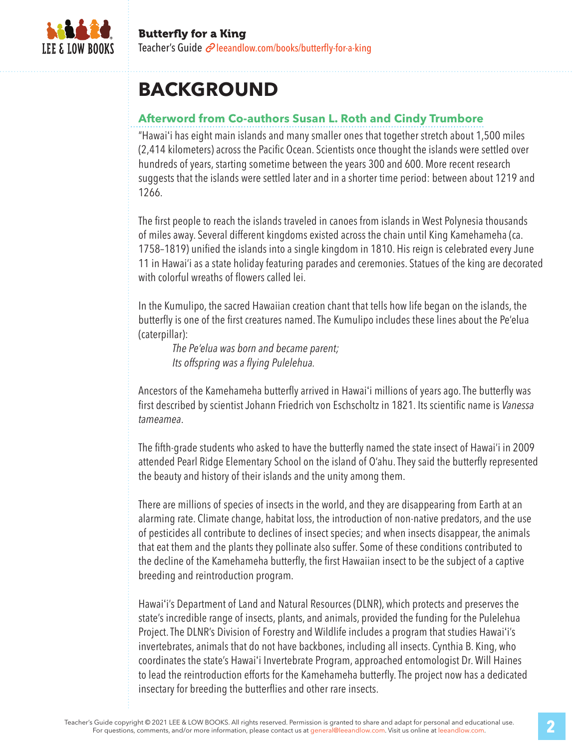# BACKGROUND

## Afterword from Co-authors Susan L. Roth and Cindy Trumbore

"Hawai'i has eight main islands and many smaller ones that together stretch about 1,500 miles (2,414 kilometers) across the Pacific Ocean. Scientists once thought the islands were settled over hundreds of years, starting sometime between the years 300 and 600. More recent research suggests that the islands were settled later and in a shorter time period: between about 1219 and 1266.

The first people to reach the islands traveled in canoes from islands in West Polynesia thousands of miles away. Several different kingdoms existed across the chain until King Kamehameha (ca. 1758–1819) unified the islands into a single kingdom in 1810. His reign is celebrated every June 11 in Hawai'i as a state holiday featuring parades and ceremonies. Statues of the king are decorated with colorful wreaths of flowers called lei.

In the Kumulipo, the sacred Hawaiian creation chant that tells how life began on the islands, the butterfly is one of the first creatures named. The Kumulipo includes these lines about the Pe'elua (caterpillar):

> *The Pe'elua was born and became parent;*
> *Its offspring was a flying Pulelehua.*

Ancestors of the Kamehameha butterfly arrived in Hawai'i millions of years ago. The butterfly was first described by scientist Johann Friedrich von Eschscholtz in 1821. Its scientific name is *Vanessa tameamea*.

The fifth-grade students who asked to have the butterfly named the state insect of Hawai'i in 2009 attended Pearl Ridge Elementary School on the island of O'ahu. They said the butterfly represented the beauty and history of their islands and the unity among them.

There are millions of species of insects in the world, and they are disappearing from Earth at an alarming rate. Climate change, habitat loss, the introduction of non-native predators, and the use of pesticides all contribute to declines of insect species; and when insects disappear, the animals that eat them and the plants they pollinate also suffer. Some of these conditions contributed to the decline of the Kamehameha butterfly, the first Hawaiian insect to be the subject of a captive breeding and reintroduction program.

Hawai'i's Department of Land and Natural Resources (DLNR), which protects and preserves the state's incredible range of insects, plants, and animals, provided the funding for the Pulelehua Project. The DLNR's Division of Forestry and Wildlife includes a program that studies Hawai'i's invertebrates, animals that do not have backbones, including all insects. Cynthia B. King, who coordinates the state's Hawai'i Invertebrate Program, approached entomologist Dr. Will Haines to lead the reintroduction efforts for the Kamehameha butterfly. The project now has a dedicated insectary for breeding the butterflies and other rare insects.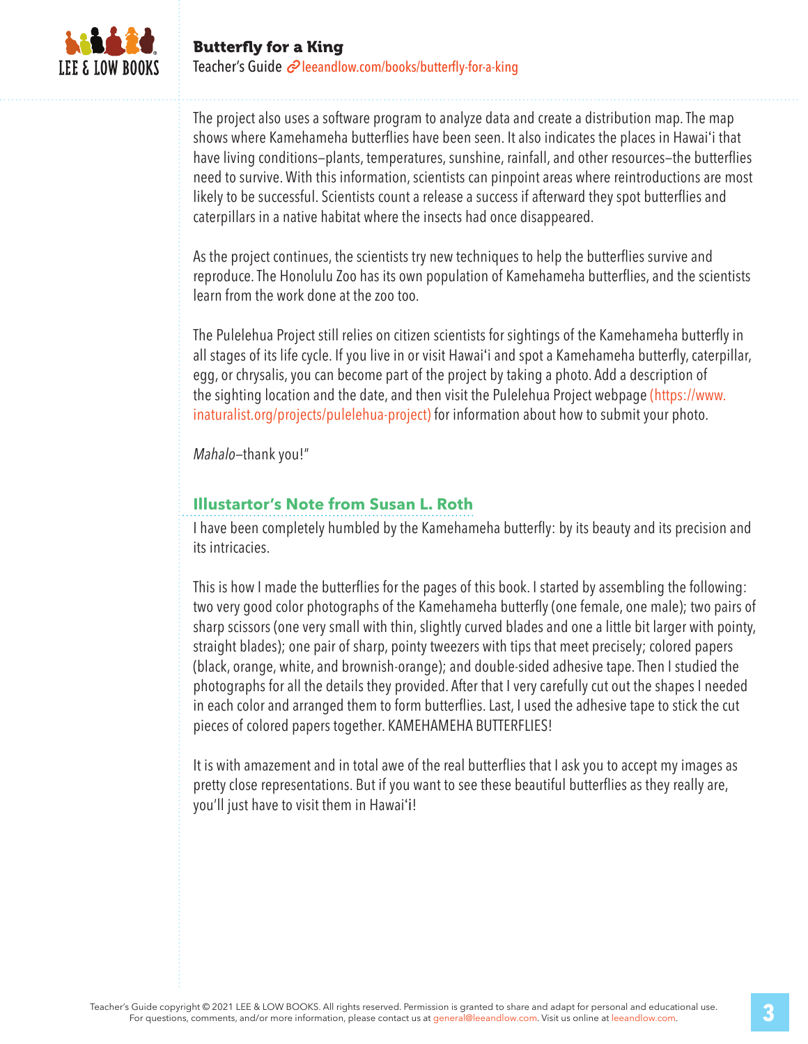The project also uses a software program to analyze data and create a distribution map. The map shows where Kamehameha butterflies have been seen. It also indicates the places in Hawai'i that have living conditions—plants, temperatures, sunshine, rainfall, and other resources—the butterflies need to survive. With this information, scientists can pinpoint areas where reintroductions are most likely to be successful. Scientists count a release a success if afterward they spot butterflies and caterpillars in a native habitat where the insects had once disappeared.

As the project continues, the scientists try new techniques to help the butterflies survive and reproduce. The Honolulu Zoo has its own population of Kamehameha butterflies, and the scientists learn from the work done at the zoo too.

The Pulelehua Project still relies on citizen scientists for sightings of the Kamehameha butterfly in all stages of its life cycle. If you live in or visit Hawai'i and spot a Kamehameha butterfly, caterpillar, egg, or chrysalis, you can become part of the project by taking a photo. Add a description of the sighting location and the date, and then visit the Pulelehua Project webpage (https://www.inaturalist.org/projects/pulelehua-project) for information about how to submit your photo.

*Mahalo*—thank you!"

## Illustartor's Note from Susan L. Roth

I have been completely humbled by the Kamehameha butterfly: by its beauty and its precision and its intricacies.

This is how I made the butterflies for the pages of this book. I started by assembling the following: two very good color photographs of the Kamehameha butterfly (one female, one male); two pairs of sharp scissors (one very small with thin, slightly curved blades and one a little bit larger with pointy, straight blades); one pair of sharp, pointy tweezers with tips that meet precisely; colored papers (black, orange, white, and brownish-orange); and double-sided adhesive tape. Then I studied the photographs for all the details they provided. After that I very carefully cut out the shapes I needed in each color and arranged them to form butterflies. Last, I used the adhesive tape to stick the cut pieces of colored papers together. KAMEHAMEHA BUTTERFLIES!

It is with amazement and in total awe of the real butterflies that I ask you to accept my images as pretty close representations. But if you want to see these beautiful butterflies as they really are, you'll just have to visit them in Hawai'i!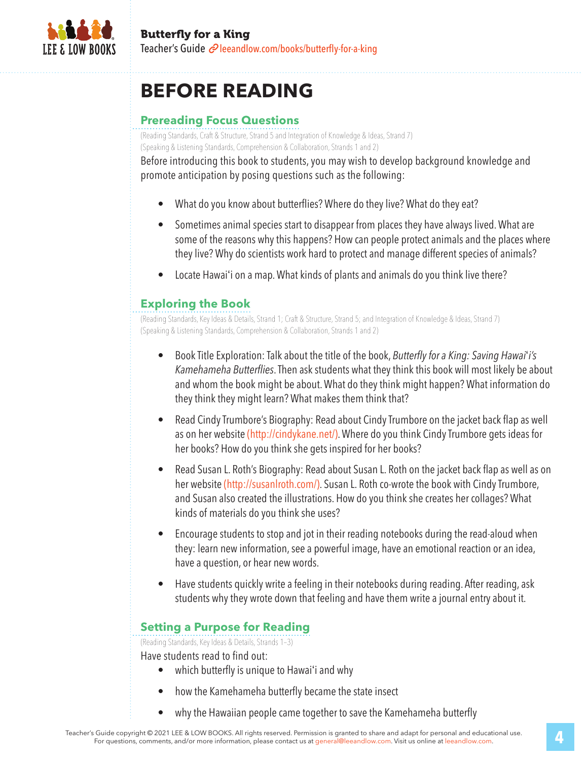# BEFORE READING

## Prereading Focus Questions

(Reading Standards, Craft & Structure, Strand 5 and Integration of Knowledge & Ideas, Strand 7)
(Speaking & Listening Standards, Comprehension & Collaboration, Strands 1 and 2)

Before introducing this book to students, you may wish to develop background knowledge and promote anticipation by posing questions such as the following:

- What do you know about butterflies? Where do they live? What do they eat?
- Sometimes animal species start to disappear from places they have always lived. What are some of the reasons why this happens? How can people protect animals and the places where they live? Why do scientists work hard to protect and manage different species of animals?
- Locate Hawaiʻi on a map. What kinds of plants and animals do you think live there?

## Exploring the Book

(Reading Standards, Key Ideas & Details, Strand 1; Craft & Structure, Strand 5; and Integration of Knowledge & Ideas, Strand 7)
(Speaking & Listening Standards, Comprehension & Collaboration, Strands 1 and 2)

- Book Title Exploration: Talk about the title of the book, *Butterfly for a King: Saving Hawaiʻi's Kamehameha Butterflies*. Then ask students what they think this book will most likely be about and whom the book might be about. What do they think might happen? What information do they think they might learn? What makes them think that?
- Read Cindy Trumbore's Biography: Read about Cindy Trumbore on the jacket back flap as well as on her website (http://cindykane.net/). Where do you think Cindy Trumbore gets ideas for her books? How do you think she gets inspired for her books?
- Read Susan L. Roth's Biography: Read about Susan L. Roth on the jacket back flap as well as on her website (http://susanlroth.com/). Susan L. Roth co-wrote the book with Cindy Trumbore, and Susan also created the illustrations. How do you think she creates her collages? What kinds of materials do you think she uses?
- Encourage students to stop and jot in their reading notebooks during the read-aloud when they: learn new information, see a powerful image, have an emotional reaction or an idea, have a question, or hear new words.
- Have students quickly write a feeling in their notebooks during reading. After reading, ask students why they wrote down that feeling and have them write a journal entry about it.

## Setting a Purpose for Reading

(Reading Standards, Key Ideas & Details, Strands 1–3)

Have students read to find out:

- which butterfly is unique to Hawaiʻi and why
- how the Kamehameha butterfly became the state insect
- why the Hawaiian people came together to save the Kamehameha butterfly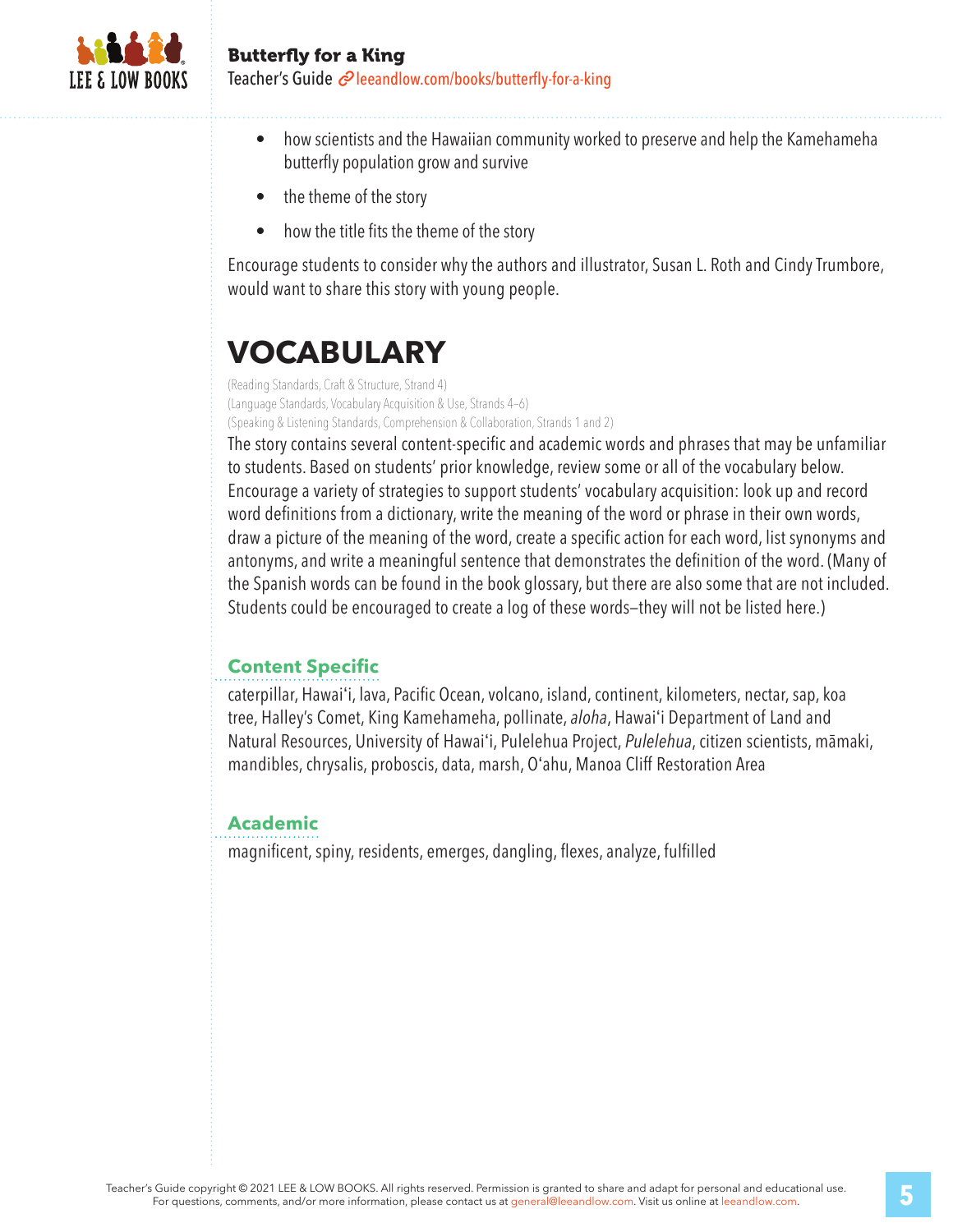- how scientists and the Hawaiian community worked to preserve and help the Kamehameha butterfly population grow and survive
- the theme of the story
- how the title fits the theme of the story

Encourage students to consider why the authors and illustrator, Susan L. Roth and Cindy Trumbore, would want to share this story with young people.

# VOCABULARY

(Reading Standards, Craft & Structure, Strand 4)
(Language Standards, Vocabulary Acquisition & Use, Strands 4–6)
(Speaking & Listening Standards, Comprehension & Collaboration, Strands 1 and 2)

The story contains several content-specific and academic words and phrases that may be unfamiliar to students. Based on students' prior knowledge, review some or all of the vocabulary below. Encourage a variety of strategies to support students' vocabulary acquisition: look up and record word definitions from a dictionary, write the meaning of the word or phrase in their own words, draw a picture of the meaning of the word, create a specific action for each word, list synonyms and antonyms, and write a meaningful sentence that demonstrates the definition of the word. (Many of the Spanish words can be found in the book glossary, but there are also some that are not included. Students could be encouraged to create a log of these words—they will not be listed here.)

### Content Specific

caterpillar, Hawaiʻi, lava, Pacific Ocean, volcano, island, continent, kilometers, nectar, sap, koa tree, Halley's Comet, King Kamehameha, pollinate, *aloha*, Hawaiʻi Department of Land and Natural Resources, University of Hawaiʻi, Pulelehua Project, *Pulelehua*, citizen scientists, māmaki, mandibles, chrysalis, proboscis, data, marsh, Oʻahu, Manoa Cliff Restoration Area

### Academic

magnificent, spiny, residents, emerges, dangling, flexes, analyze, fulfilled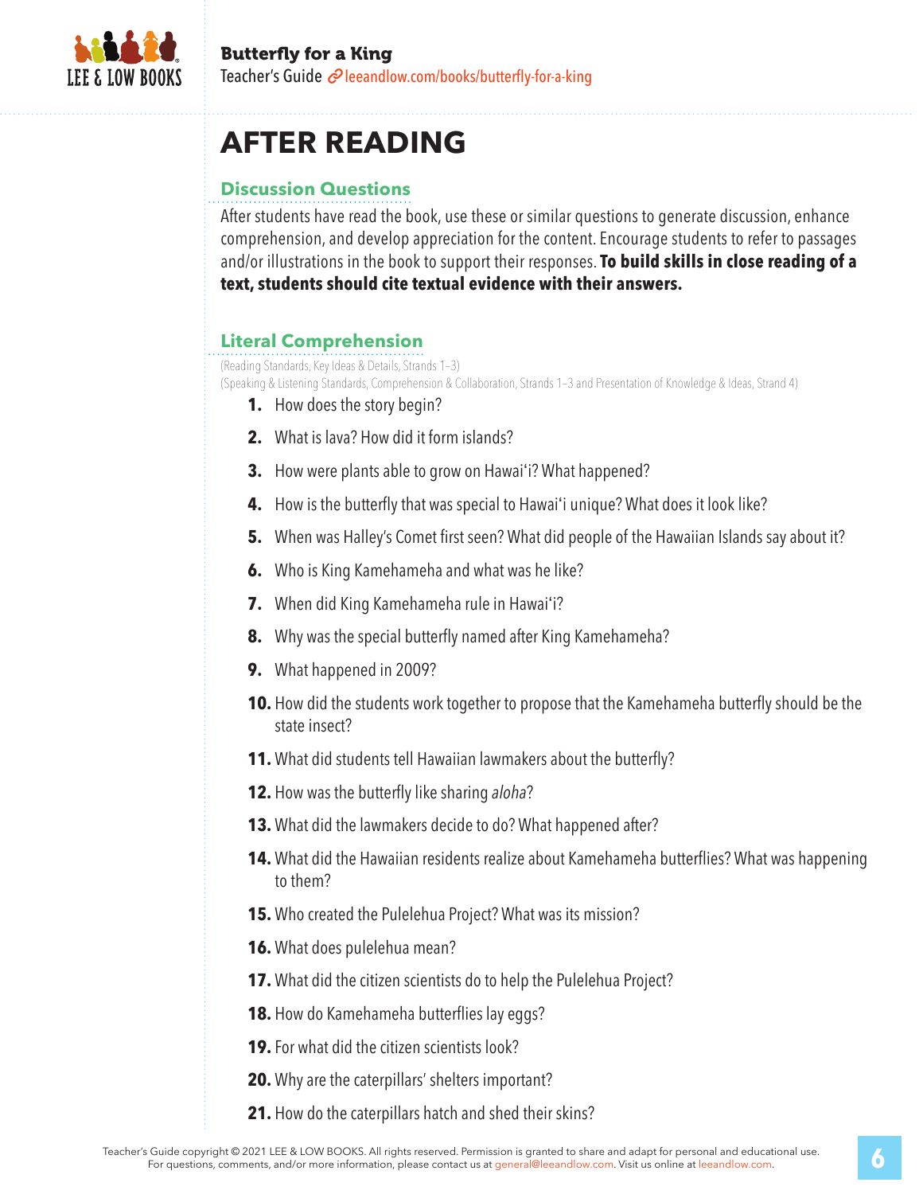# AFTER READING

## Discussion Questions

After students have read the book, use these or similar questions to generate discussion, enhance comprehension, and develop appreciation for the content. Encourage students to refer to passages and/or illustrations in the book to support their responses. **To build skills in close reading of a text, students should cite textual evidence with their answers.**

## Literal Comprehension

(Reading Standards, Key Ideas & Details, Strands 1–3)
(Speaking & Listening Standards, Comprehension & Collaboration, Strands 1–3 and Presentation of Knowledge & Ideas, Strand 4)

1. How does the story begin?
2. What is lava? How did it form islands?
3. How were plants able to grow on Hawaiʻi? What happened?
4. How is the butterfly that was special to Hawaiʻi unique? What does it look like?
5. When was Halley's Comet first seen? What did people of the Hawaiian Islands say about it?
6. Who is King Kamehameha and what was he like?
7. When did King Kamehameha rule in Hawaiʻi?
8. Why was the special butterfly named after King Kamehameha?
9. What happened in 2009?
10. How did the students work together to propose that the Kamehameha butterfly should be the state insect?
11. What did students tell Hawaiian lawmakers about the butterfly?
12. How was the butterfly like sharing *aloha*?
13. What did the lawmakers decide to do? What happened after?
14. What did the Hawaiian residents realize about Kamehameha butterflies? What was happening to them?
15. Who created the Pulelehua Project? What was its mission?
16. What does pulelehua mean?
17. What did the citizen scientists do to help the Pulelehua Project?
18. How do Kamehameha butterflies lay eggs?
19. For what did the citizen scientists look?
20. Why are the caterpillars' shelters important?
21. How do the caterpillars hatch and shed their skins?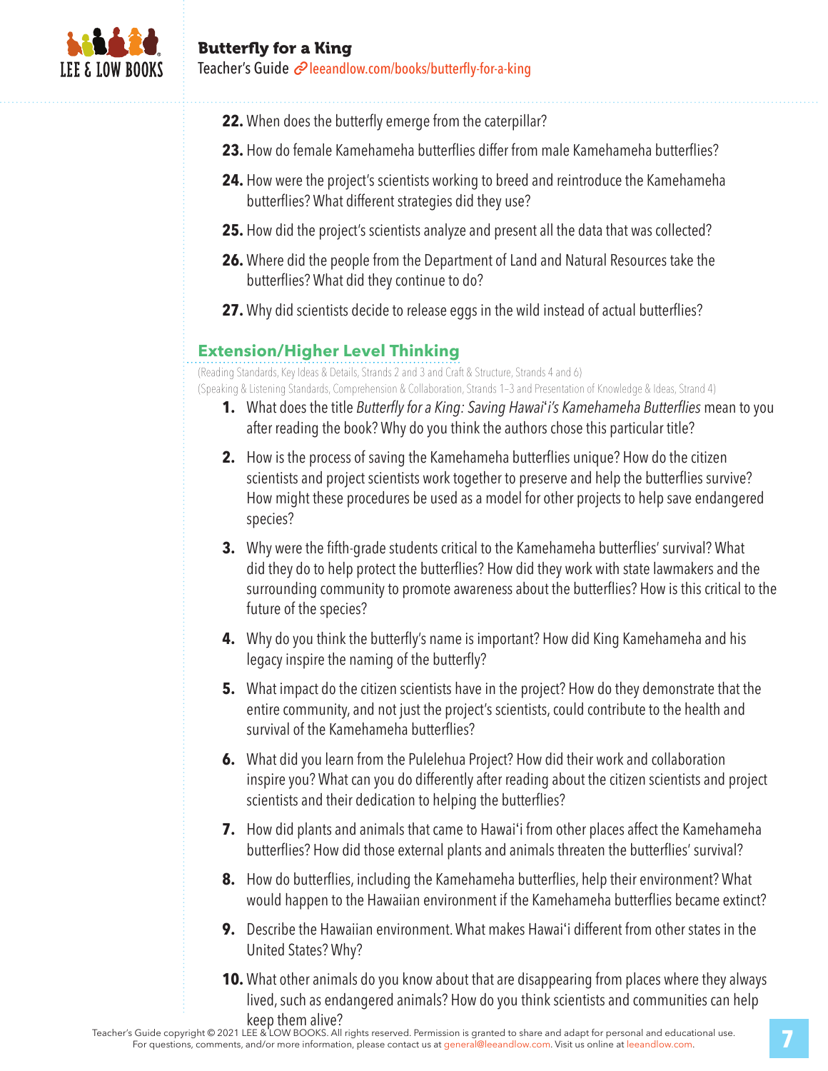22. When does the butterfly emerge from the caterpillar?

23. How do female Kamehameha butterflies differ from male Kamehameha butterflies?

24. How were the project's scientists working to breed and reintroduce the Kamehameha butterflies? What different strategies did they use?

25. How did the project's scientists analyze and present all the data that was collected?

26. Where did the people from the Department of Land and Natural Resources take the butterflies? What did they continue to do?

27. Why did scientists decide to release eggs in the wild instead of actual butterflies?

## Extension/Higher Level Thinking

(Reading Standards, Key Ideas & Details, Strands 2 and 3 and Craft & Structure, Strands 4 and 6)
(Speaking & Listening Standards, Comprehension & Collaboration, Strands 1–3 and Presentation of Knowledge & Ideas, Strand 4)

1. What does the title *Butterfly for a King: Saving Hawai*ʻ*i's Kamehameha Butterflies* mean to you after reading the book? Why do you think the authors chose this particular title?

2. How is the process of saving the Kamehameha butterflies unique? How do the citizen scientists and project scientists work together to preserve and help the butterflies survive? How might these procedures be used as a model for other projects to help save endangered species?

3. Why were the fifth-grade students critical to the Kamehameha butterflies' survival? What did they do to help protect the butterflies? How did they work with state lawmakers and the surrounding community to promote awareness about the butterflies? How is this critical to the future of the species?

4. Why do you think the butterfly's name is important? How did King Kamehameha and his legacy inspire the naming of the butterfly?

5. What impact do the citizen scientists have in the project? How do they demonstrate that the entire community, and not just the project's scientists, could contribute to the health and survival of the Kamehameha butterflies?

6. What did you learn from the Pulelehua Project? How did their work and collaboration inspire you? What can you do differently after reading about the citizen scientists and project scientists and their dedication to helping the butterflies?

7. How did plants and animals that came to Hawaiʻi from other places affect the Kamehameha butterflies? How did those external plants and animals threaten the butterflies' survival?

8. How do butterflies, including the Kamehameha butterflies, help their environment? What would happen to the Hawaiian environment if the Kamehameha butterflies became extinct?

9. Describe the Hawaiian environment. What makes Hawaiʻi different from other states in the United States? Why?

10. What other animals do you know about that are disappearing from places where they always lived, such as endangered animals? How do you think scientists and communities can help keep them alive?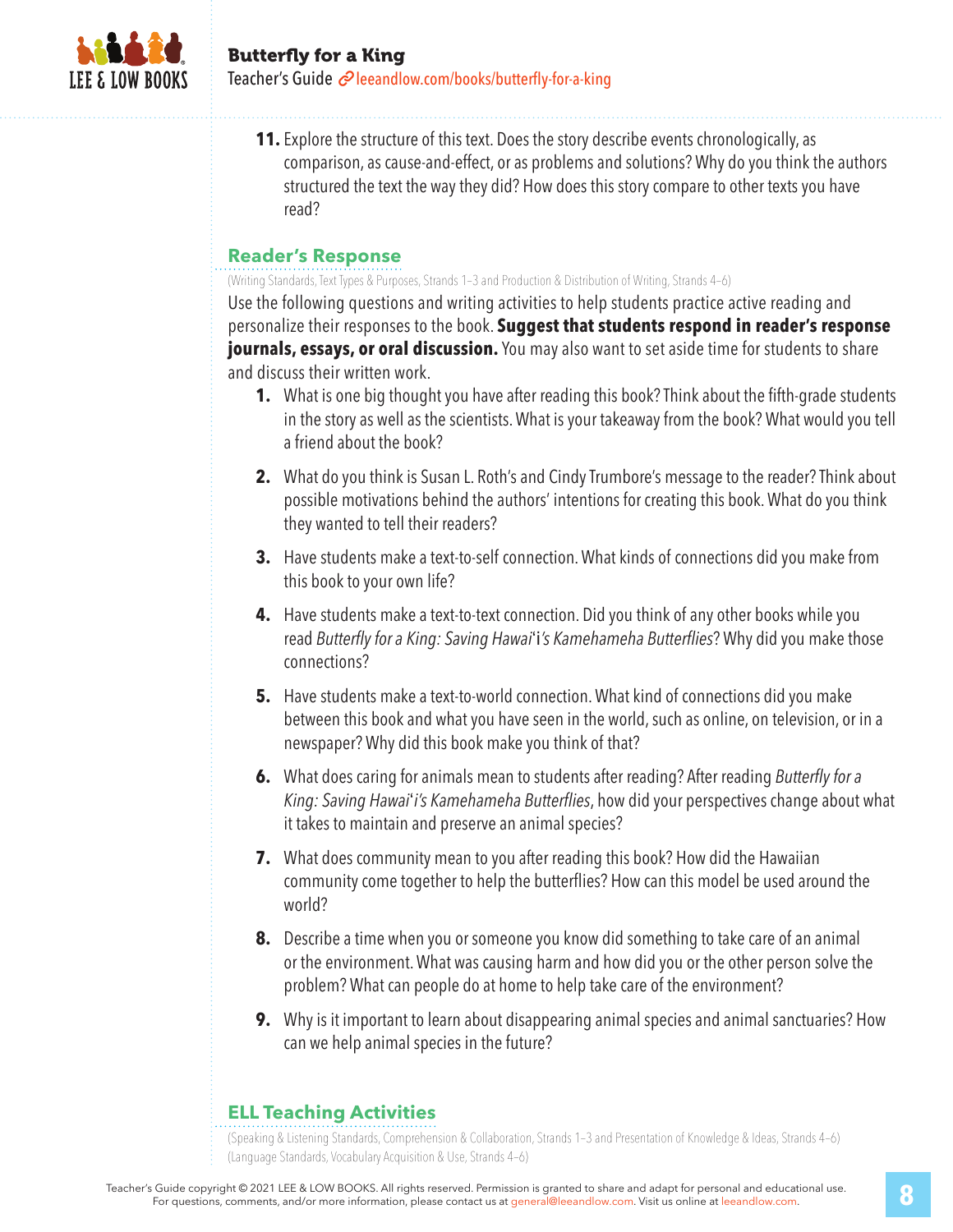11. Explore the structure of this text. Does the story describe events chronologically, as comparison, as cause-and-effect, or as problems and solutions? Why do you think the authors structured the text the way they did? How does this story compare to other texts you have read?

## Reader's Response

(Writing Standards, Text Types & Purposes, Strands 1–3 and Production & Distribution of Writing, Strands 4–6)

Use the following questions and writing activities to help students practice active reading and personalize their responses to the book. **Suggest that students respond in reader's response journals, essays, or oral discussion.** You may also want to set aside time for students to share and discuss their written work.

1. What is one big thought you have after reading this book? Think about the fifth-grade students in the story as well as the scientists. What is your takeaway from the book? What would you tell a friend about the book?

2. What do you think is Susan L. Roth's and Cindy Trumbore's message to the reader? Think about possible motivations behind the authors' intentions for creating this book. What do you think they wanted to tell their readers?

3. Have students make a text-to-self connection. What kinds of connections did you make from this book to your own life?

4. Have students make a text-to-text connection. Did you think of any other books while you read *Butterfly for a King: Saving Hawai*ʻ*i's Kamehameha Butterflies*? Why did you make those connections?

5. Have students make a text-to-world connection. What kind of connections did you make between this book and what you have seen in the world, such as online, on television, or in a newspaper? Why did this book make you think of that?

6. What does caring for animals mean to students after reading? After reading *Butterfly for a King: Saving Hawai*ʻ*i's Kamehameha Butterflies*, how did your perspectives change about what it takes to maintain and preserve an animal species?

7. What does community mean to you after reading this book? How did the Hawaiian community come together to help the butterflies? How can this model be used around the world?

8. Describe a time when you or someone you know did something to take care of an animal or the environment. What was causing harm and how did you or the other person solve the problem? What can people do at home to help take care of the environment?

9. Why is it important to learn about disappearing animal species and animal sanctuaries? How can we help animal species in the future?

## ELL Teaching Activities

(Speaking & Listening Standards, Comprehension & Collaboration, Strands 1–3 and Presentation of Knowledge & Ideas, Strands 4–6)
(Language Standards, Vocabulary Acquisition & Use, Strands 4–6)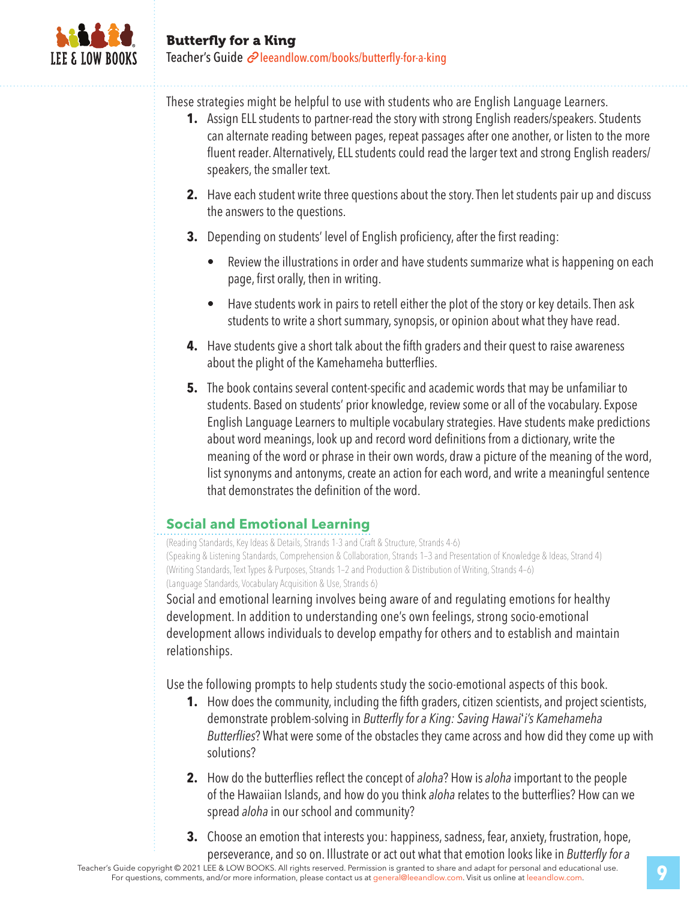These strategies might be helpful to use with students who are English Language Learners.

1. Assign ELL students to partner-read the story with strong English readers/speakers. Students can alternate reading between pages, repeat passages after one another, or listen to the more fluent reader. Alternatively, ELL students could read the larger text and strong English readers/speakers, the smaller text.

2. Have each student write three questions about the story. Then let students pair up and discuss the answers to the questions.

3. Depending on students' level of English proficiency, after the first reading:

   - Review the illustrations in order and have students summarize what is happening on each page, first orally, then in writing.

   - Have students work in pairs to retell either the plot of the story or key details. Then ask students to write a short summary, synopsis, or opinion about what they have read.

4. Have students give a short talk about the fifth graders and their quest to raise awareness about the plight of the Kamehameha butterflies.

5. The book contains several content-specific and academic words that may be unfamiliar to students. Based on students' prior knowledge, review some or all of the vocabulary. Expose English Language Learners to multiple vocabulary strategies. Have students make predictions about word meanings, look up and record word definitions from a dictionary, write the meaning of the word or phrase in their own words, draw a picture of the meaning of the word, list synonyms and antonyms, create an action for each word, and write a meaningful sentence that demonstrates the definition of the word.

## Social and Emotional Learning

(Reading Standards, Key Ideas & Details, Strands 1-3 and Craft & Structure, Strands 4-6)
(Speaking & Listening Standards, Comprehension & Collaboration, Strands 1–3 and Presentation of Knowledge & Ideas, Strand 4)
(Writing Standards, Text Types & Purposes, Strands 1–2 and Production & Distribution of Writing, Strands 4–6)
(Language Standards, Vocabulary Acquisition & Use, Strands 6)

Social and emotional learning involves being aware of and regulating emotions for healthy development. In addition to understanding one's own feelings, strong socio-emotional development allows individuals to develop empathy for others and to establish and maintain relationships.

Use the following prompts to help students study the socio-emotional aspects of this book.

1. How does the community, including the fifth graders, citizen scientists, and project scientists, demonstrate problem-solving in *Butterfly for a King: Saving Hawai'i's Kamehameha Butterflies*? What were some of the obstacles they came across and how did they come up with solutions?

2. How do the butterflies reflect the concept of *aloha*? How is *aloha* important to the people of the Hawaiian Islands, and how do you think *aloha* relates to the butterflies? How can we spread *aloha* in our school and community?

3. Choose an emotion that interests you: happiness, sadness, fear, anxiety, frustration, hope, perseverance, and so on. Illustrate or act out what that emotion looks like in *Butterfly for a*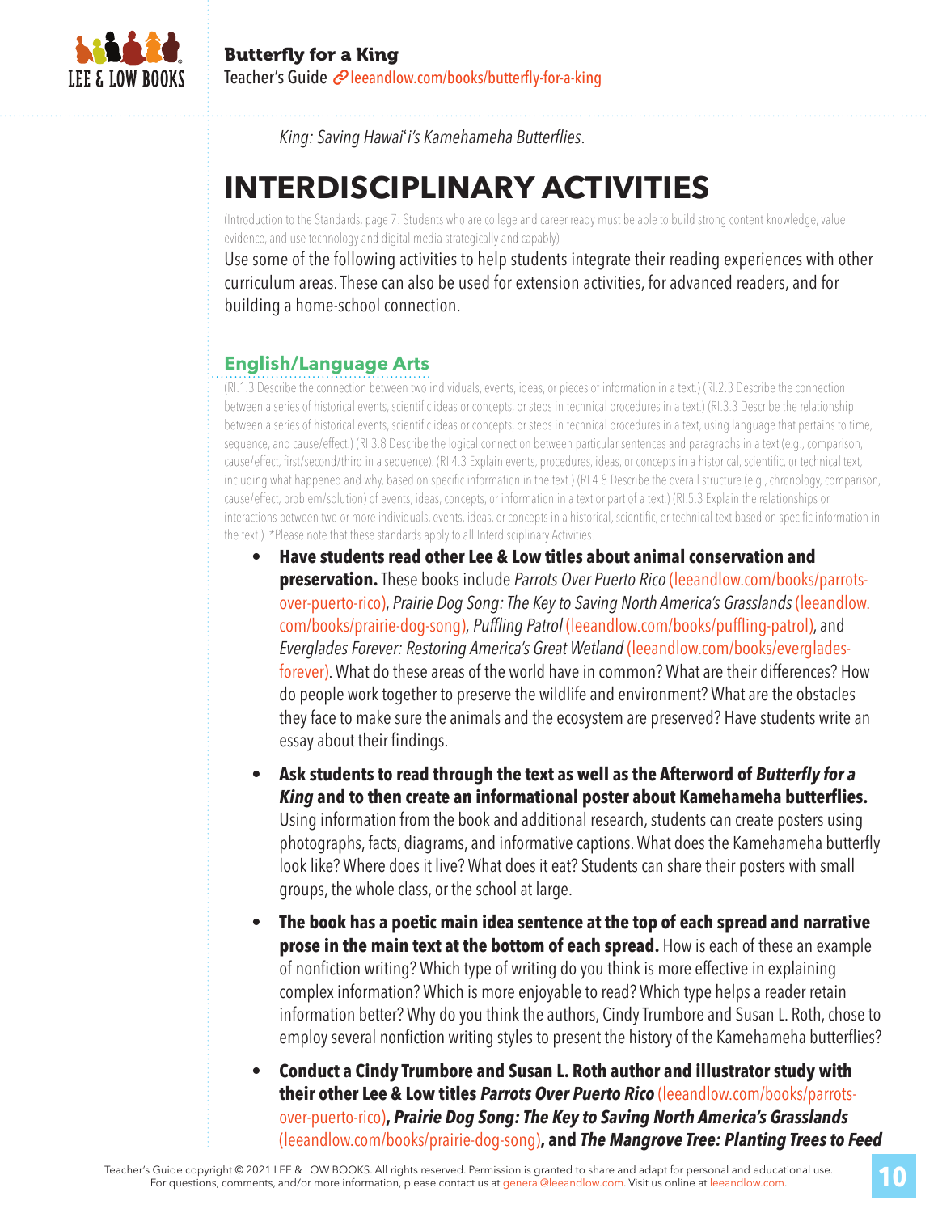*King: Saving Hawai'i's Kamehameha Butterflies*.

# INTERDISCIPLINARY ACTIVITIES

(Introduction to the Standards, page 7: Students who are college and career ready must be able to build strong content knowledge, value evidence, and use technology and digital media strategically and capably)

Use some of the following activities to help students integrate their reading experiences with other curriculum areas. These can also be used for extension activities, for advanced readers, and for building a home-school connection.

## English/Language Arts

(RI.1.3 Describe the connection between two individuals, events, ideas, or pieces of information in a text.) (RI.2.3 Describe the connection between a series of historical events, scientific ideas or concepts, or steps in technical procedures in a text.) (RI.3.3 Describe the relationship between a series of historical events, scientific ideas or concepts, or steps in technical procedures in a text, using language that pertains to time, sequence, and cause/effect.) (RI.3.8 Describe the logical connection between particular sentences and paragraphs in a text (e.g., comparison, cause/effect, first/second/third in a sequence). (RI.4.3 Explain events, procedures, ideas, or concepts in a historical, scientific, or technical text, including what happened and why, based on specific information in the text.) (RI.4.8 Describe the overall structure (e.g., chronology, comparison, cause/effect, problem/solution) of events, ideas, concepts, or information in a text or part of a text.) (RI.5.3 Explain the relationships or interactions between two or more individuals, events, ideas, or concepts in a historical, scientific, or technical text based on specific information in the text.). *Please note that these standards apply to all Interdisciplinary Activities.

- **Have students read other Lee & Low titles about animal conservation and preservation.** These books include *Parrots Over Puerto Rico* (leeandlow.com/books/parrots-over-puerto-rico), *Prairie Dog Song: The Key to Saving North America's Grasslands* (leeandlow.com/books/prairie-dog-song), *Puffling Patrol* (leeandlow.com/books/puffling-patrol), and *Everglades Forever: Restoring America's Great Wetland* (leeandlow.com/books/everglades-forever). What do these areas of the world have in common? What are their differences? How do people work together to preserve the wildlife and environment? What are the obstacles they face to make sure the animals and the ecosystem are preserved? Have students write an essay about their findings.

- **Ask students to read through the text as well as the Afterword of *Butterfly for a King* and to then create an informational poster about Kamehameha butterflies.** Using information from the book and additional research, students can create posters using photographs, facts, diagrams, and informative captions. What does the Kamehameha butterfly look like? Where does it live? What does it eat? Students can share their posters with small groups, the whole class, or the school at large.

- **The book has a poetic main idea sentence at the top of each spread and narrative prose in the main text at the bottom of each spread.** How is each of these an example of nonfiction writing? Which type of writing do you think is more effective in explaining complex information? Which is more enjoyable to read? Which type helps a reader retain information better? Why do you think the authors, Cindy Trumbore and Susan L. Roth, chose to employ several nonfiction writing styles to present the history of the Kamehameha butterflies?

- **Conduct a Cindy Trumbore and Susan L. Roth author and illustrator study with their other Lee & Low titles *Parrots Over Puerto Rico*** (leeandlow.com/books/parrots-over-puerto-rico)**, *Prairie Dog Song: The Key to Saving North America's Grasslands*** (leeandlow.com/books/prairie-dog-song)**, and *The Mangrove Tree: Planting Trees to Feed***

Teacher's Guide copyright © 2021 LEE & LOW BOOKS. All rights reserved. Permission is granted to share and adapt for personal and educational use. For questions, comments, and/or more information, please contact us at general@leeandlow.com. Visit us online at leeandlow.com.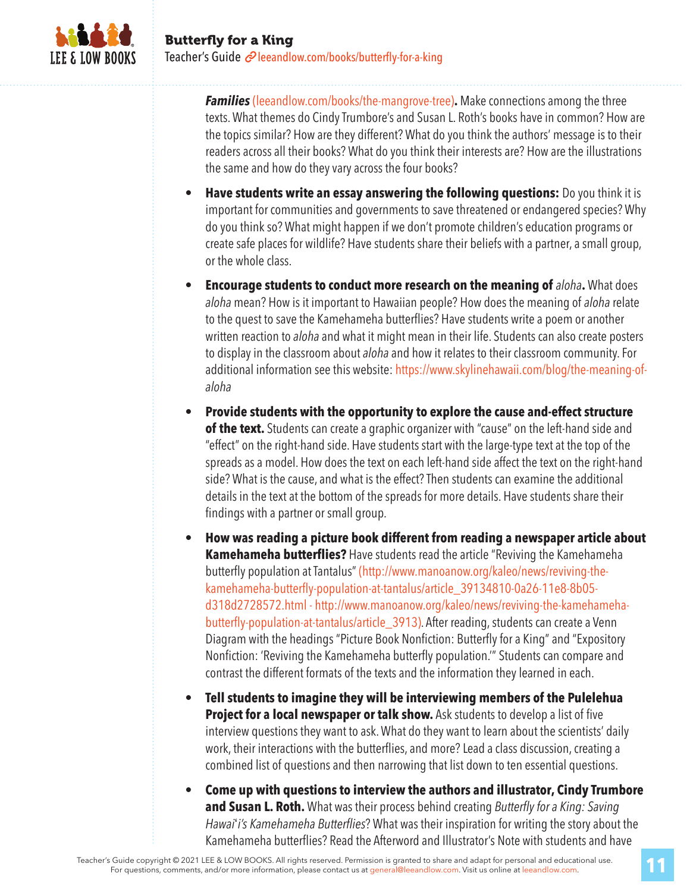***Families*** (leeandlow.com/books/the-mangrove-tree)**.** Make connections among the three texts. What themes do Cindy Trumbore's and Susan L. Roth's books have in common? How are the topics similar? How are they different? What do you think the authors' message is to their readers across all their books? What do you think their interests are? How are the illustrations the same and how do they vary across the four books?

- **Have students write an essay answering the following questions:** Do you think it is important for communities and governments to save threatened or endangered species? Why do you think so? What might happen if we don't promote children's education programs or create safe places for wildlife? Have students share their beliefs with a partner, a small group, or the whole class.

- **Encourage students to conduct more research on the meaning of** ***aloha*****.** What does *aloha* mean? How is it important to Hawaiian people? How does the meaning of *aloha* relate to the quest to save the Kamehameha butterflies? Have students write a poem or another written reaction to *aloha* and what it might mean in their life. Students can also create posters to display in the classroom about *aloha* and how it relates to their classroom community. For additional information see this website: https://www.skylinehawaii.com/blog/the-meaning-of-aloha

- **Provide students with the opportunity to explore the cause and-effect structure of the text.** Students can create a graphic organizer with "cause" on the left-hand side and "effect" on the right-hand side. Have students start with the large-type text at the top of the spreads as a model. How does the text on each left-hand side affect the text on the right-hand side? What is the cause, and what is the effect? Then students can examine the additional details in the text at the bottom of the spreads for more details. Have students share their findings with a partner or small group.

- **How was reading a picture book different from reading a newspaper article about Kamehameha butterflies?** Have students read the article "Reviving the Kamehameha butterfly population at Tantalus" (http://www.manoanow.org/kaleo/news/reviving-the-kamehameha-butterfly-population-at-tantalus/article_39134810-0a26-11e8-8b05-d318d2728572.html - http://www.manoanow.org/kaleo/news/reviving-the-kamehameha-butterfly-population-at-tantalus/article_3913). After reading, students can create a Venn Diagram with the headings "Picture Book Nonfiction: Butterfly for a King" and "Expository Nonfiction: 'Reviving the Kamehameha butterfly population.'" Students can compare and contrast the different formats of the texts and the information they learned in each.

- **Tell students to imagine they will be interviewing members of the Pulelehua Project for a local newspaper or talk show.** Ask students to develop a list of five interview questions they want to ask. What do they want to learn about the scientists' daily work, their interactions with the butterflies, and more? Lead a class discussion, creating a combined list of questions and then narrowing that list down to ten essential questions.

- **Come up with questions to interview the authors and illustrator, Cindy Trumbore and Susan L. Roth.** What was their process behind creating *Butterfly for a King: Saving Hawaiʻi's Kamehameha Butterflies*? What was their inspiration for writing the story about the Kamehameha butterflies? Read the Afterword and Illustrator's Note with students and have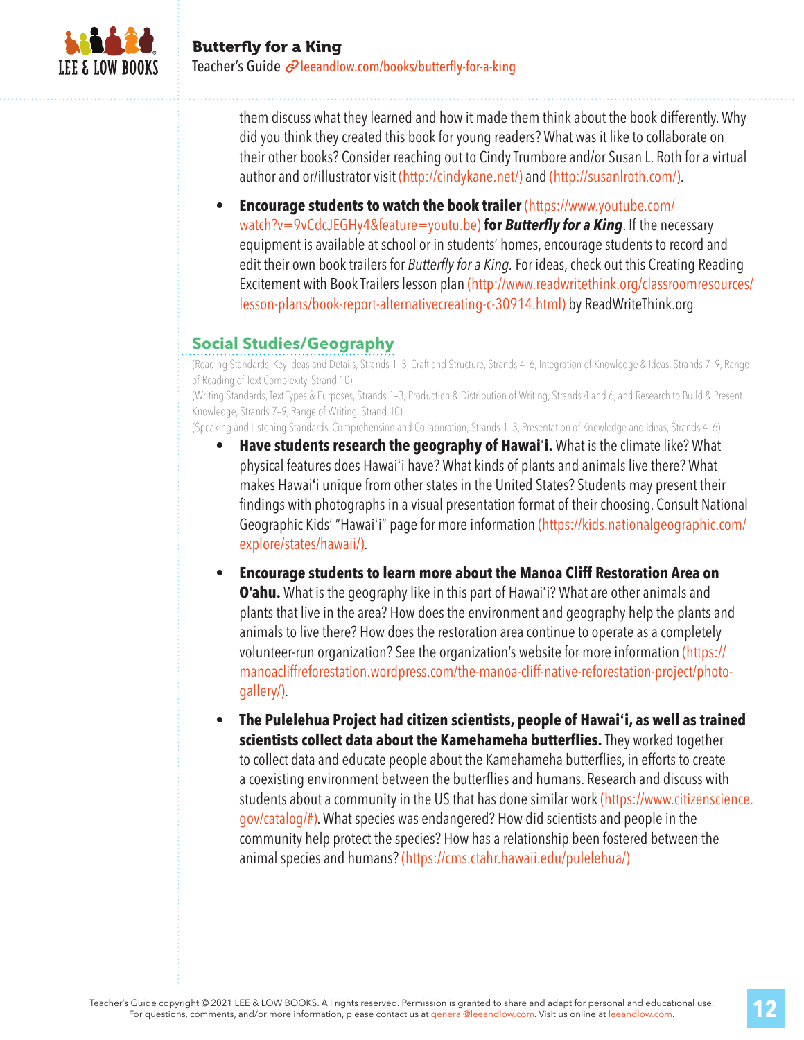them discuss what they learned and how it made them think about the book differently. Why did you think they created this book for young readers? What was it like to collaborate on their other books? Consider reaching out to Cindy Trumbore and/or Susan L. Roth for a virtual author and or/illustrator visit (http://cindykane.net/) and (http://susanlroth.com/).

- **Encourage students to watch the book trailer** (https://www.youtube.com/watch?v=9vCdcJEGHy4&feature=youtu.be) **for *Butterfly for a King***. If the necessary equipment is available at school or in students' homes, encourage students to record and edit their own book trailers for *Butterfly for a King.* For ideas, check out this Creating Reading Excitement with Book Trailers lesson plan (http://www.readwritethink.org/classroomresources/lesson-plans/book-report-alternativecreating-c-30914.html) by ReadWriteThink.org

## Social Studies/Geography

(Reading Standards, Key Ideas and Details, Strands 1–3, Craft and Structure, Strands 4–6, Integration of Knowledge & Ideas, Strands 7–9, Range of Reading of Text Complexity, Strand 10)

(Writing Standards, Text Types & Purposes, Strands 1–3, Production & Distribution of Writing, Strands 4 and 6, and Research to Build & Present Knowledge, Strands 7–9, Range of Writing, Strand 10)

(Speaking and Listening Standards, Comprehension and Collaboration, Strands 1–3, Presentation of Knowledge and Ideas, Strands 4–6)

- **Have students research the geography of Hawai'i.** What is the climate like? What physical features does Hawai'i have? What kinds of plants and animals live there? What makes Hawai'i unique from other states in the United States? Students may present their findings with photographs in a visual presentation format of their choosing. Consult National Geographic Kids' "Hawai'i" page for more information (https://kids.nationalgeographic.com/explore/states/hawaii/).

- **Encourage students to learn more about the Manoa Cliff Restoration Area on O'ahu.** What is the geography like in this part of Hawai'i? What are other animals and plants that live in the area? How does the environment and geography help the plants and animals to live there? How does the restoration area continue to operate as a completely volunteer-run organization? See the organization's website for more information (https://manoacliffreforestation.wordpress.com/the-manoa-cliff-native-reforestation-project/photo-gallery/).

- **The Pulelehua Project had citizen scientists, people of Hawai'i, as well as trained scientists collect data about the Kamehameha butterflies.** They worked together to collect data and educate people about the Kamehameha butterflies, in efforts to create a coexisting environment between the butterflies and humans. Research and discuss with students about a community in the US that has done similar work (https://www.citizenscience.gov/catalog/#). What species was endangered? How did scientists and people in the community help protect the species? How has a relationship been fostered between the animal species and humans? (https://cms.ctahr.hawaii.edu/pulelehua/)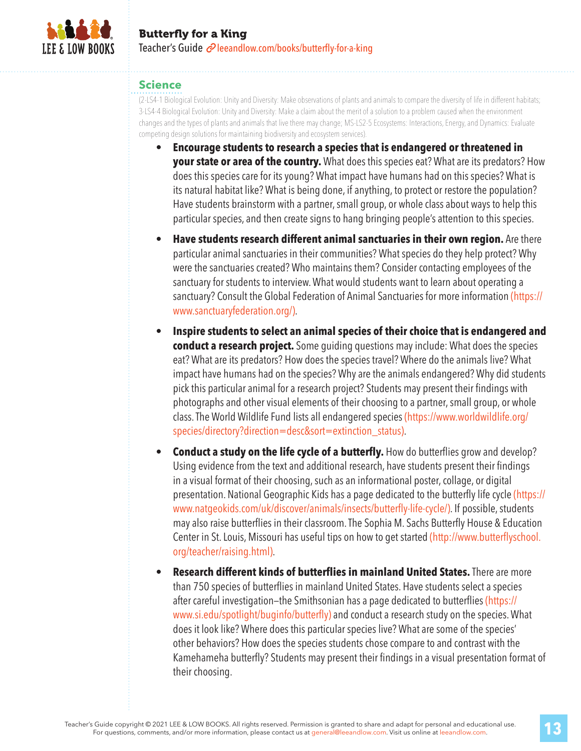## Science

(2-LS4-1 Biological Evolution: Unity and Diversity: Make observations of plants and animals to compare the diversity of life in different habitats; 3-LS4-4 Biological Evolution: Unity and Diversity: Make a claim about the merit of a solution to a problem caused when the environment changes and the types of plants and animals that live there may change; MS-LS2-5 Ecosystems: Interactions, Energy, and Dynamics: Evaluate competing design solutions for maintaining biodiversity and ecosystem services).

- **Encourage students to research a species that is endangered or threatened in your state or area of the country.** What does this species eat? What are its predators? How does this species care for its young? What impact have humans had on this species? What is its natural habitat like? What is being done, if anything, to protect or restore the population? Have students brainstorm with a partner, small group, or whole class about ways to help this particular species, and then create signs to hang bringing people's attention to this species.

- **Have students research different animal sanctuaries in their own region.** Are there particular animal sanctuaries in their communities? What species do they help protect? Why were the sanctuaries created? Who maintains them? Consider contacting employees of the sanctuary for students to interview. What would students want to learn about operating a sanctuary? Consult the Global Federation of Animal Sanctuaries for more information (https://www.sanctuaryfederation.org/).

- **Inspire students to select an animal species of their choice that is endangered and conduct a research project.** Some guiding questions may include: What does the species eat? What are its predators? How does the species travel? Where do the animals live? What impact have humans had on the species? Why are the animals endangered? Why did students pick this particular animal for a research project? Students may present their findings with photographs and other visual elements of their choosing to a partner, small group, or whole class. The World Wildlife Fund lists all endangered species (https://www.worldwildlife.org/species/directory?direction=desc&sort=extinction_status).

- **Conduct a study on the life cycle of a butterfly.** How do butterflies grow and develop? Using evidence from the text and additional research, have students present their findings in a visual format of their choosing, such as an informational poster, collage, or digital presentation. National Geographic Kids has a page dedicated to the butterfly life cycle (https://www.natgeokids.com/uk/discover/animals/insects/butterfly-life-cycle/). If possible, students may also raise butterflies in their classroom. The Sophia M. Sachs Butterfly House & Education Center in St. Louis, Missouri has useful tips on how to get started (http://www.butterflyschool.org/teacher/raising.html).

- **Research different kinds of butterflies in mainland United States.** There are more than 750 species of butterflies in mainland United States. Have students select a species after careful investigation–the Smithsonian has a page dedicated to butterflies (https://www.si.edu/spotlight/buginfo/butterfly) and conduct a research study on the species. What does it look like? Where does this particular species live? What are some of the species' other behaviors? How does the species students chose compare to and contrast with the Kamehameha butterfly? Students may present their findings in a visual presentation format of their choosing.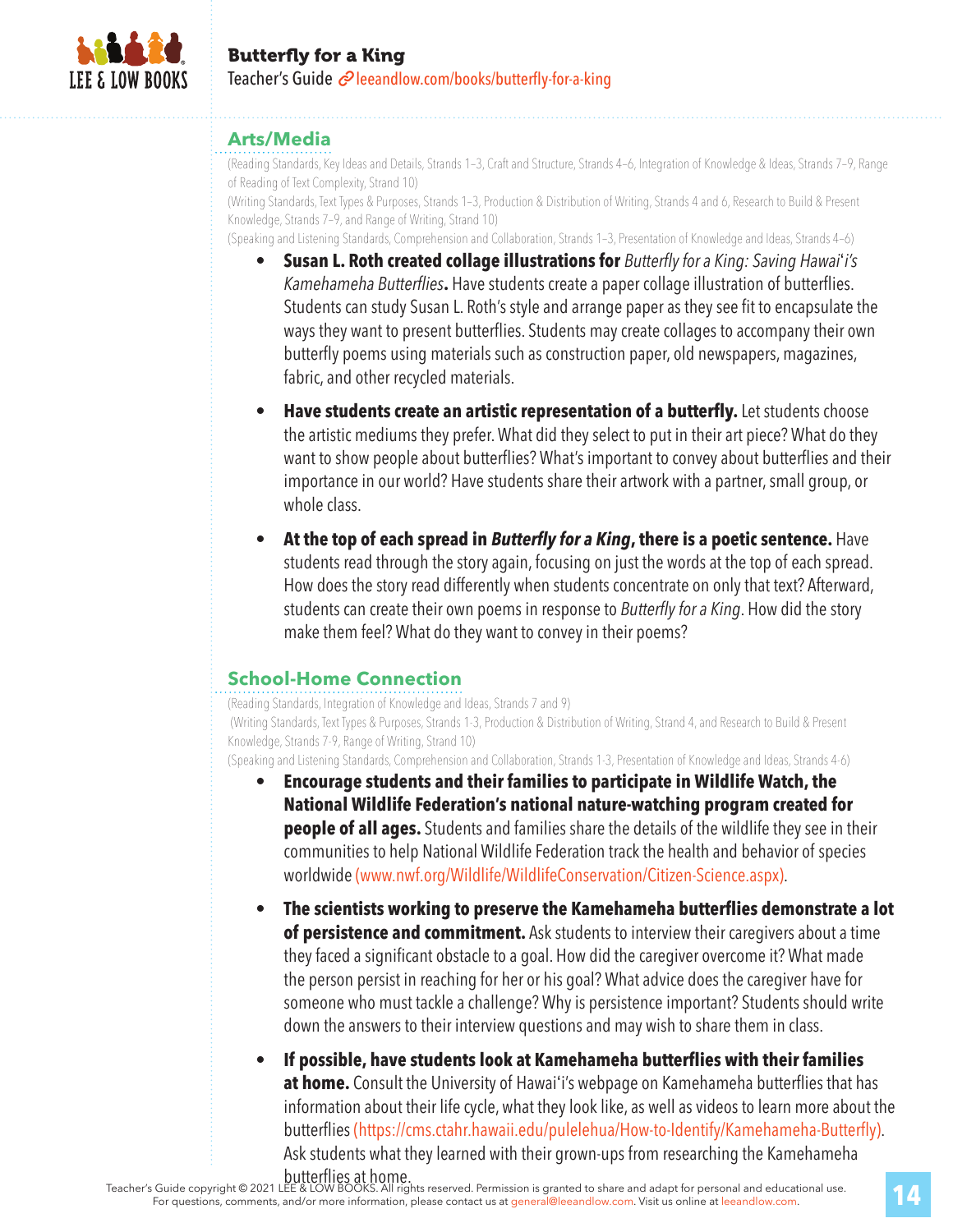## Arts/Media

(Reading Standards, Key Ideas and Details, Strands 1–3, Craft and Structure, Strands 4–6, Integration of Knowledge & Ideas, Strands 7–9, Range of Reading of Text Complexity, Strand 10)
(Writing Standards, Text Types & Purposes, Strands 1–3, Production & Distribution of Writing, Strands 4 and 6, Research to Build & Present Knowledge, Strands 7–9, and Range of Writing, Strand 10)
(Speaking and Listening Standards, Comprehension and Collaboration, Strands 1–3, Presentation of Knowledge and Ideas, Strands 4–6)

- **Susan L. Roth created collage illustrations for** *Butterfly for a King: Saving Hawai'i's Kamehameha Butterflies***.** Have students create a paper collage illustration of butterflies. Students can study Susan L. Roth's style and arrange paper as they see fit to encapsulate the ways they want to present butterflies. Students may create collages to accompany their own butterfly poems using materials such as construction paper, old newspapers, magazines, fabric, and other recycled materials.

- **Have students create an artistic representation of a butterfly.** Let students choose the artistic mediums they prefer. What did they select to put in their art piece? What do they want to show people about butterflies? What's important to convey about butterflies and their importance in our world? Have students share their artwork with a partner, small group, or whole class.

- **At the top of each spread in *Butterfly for a King*, there is a poetic sentence.** Have students read through the story again, focusing on just the words at the top of each spread. How does the story read differently when students concentrate on only that text? Afterward, students can create their own poems in response to *Butterfly for a King*. How did the story make them feel? What do they want to convey in their poems?

## School-Home Connection

(Reading Standards, Integration of Knowledge and Ideas, Strands 7 and 9)
(Writing Standards, Text Types & Purposes, Strands 1-3, Production & Distribution of Writing, Strand 4, and Research to Build & Present Knowledge, Strands 7-9, Range of Writing, Strand 10)
(Speaking and Listening Standards, Comprehension and Collaboration, Strands 1-3, Presentation of Knowledge and Ideas, Strands 4-6)

- **Encourage students and their families to participate in Wildlife Watch, the National Wildlife Federation's national nature-watching program created for people of all ages.** Students and families share the details of the wildlife they see in their communities to help National Wildlife Federation track the health and behavior of species worldwide (www.nwf.org/Wildlife/WildlifeConservation/Citizen-Science.aspx).

- **The scientists working to preserve the Kamehameha butterflies demonstrate a lot of persistence and commitment.** Ask students to interview their caregivers about a time they faced a significant obstacle to a goal. How did the caregiver overcome it? What made the person persist in reaching for her or his goal? What advice does the caregiver have for someone who must tackle a challenge? Why is persistence important? Students should write down the answers to their interview questions and may wish to share them in class.

- **If possible, have students look at Kamehameha butterflies with their families at home.** Consult the University of Hawai'i's webpage on Kamehameha butterflies that has information about their life cycle, what they look like, as well as videos to learn more about the butterflies (https://cms.ctahr.hawaii.edu/pulelehua/How-to-Identify/Kamehameha-Butterfly). Ask students what they learned with their grown-ups from researching the Kamehameha butterflies at home.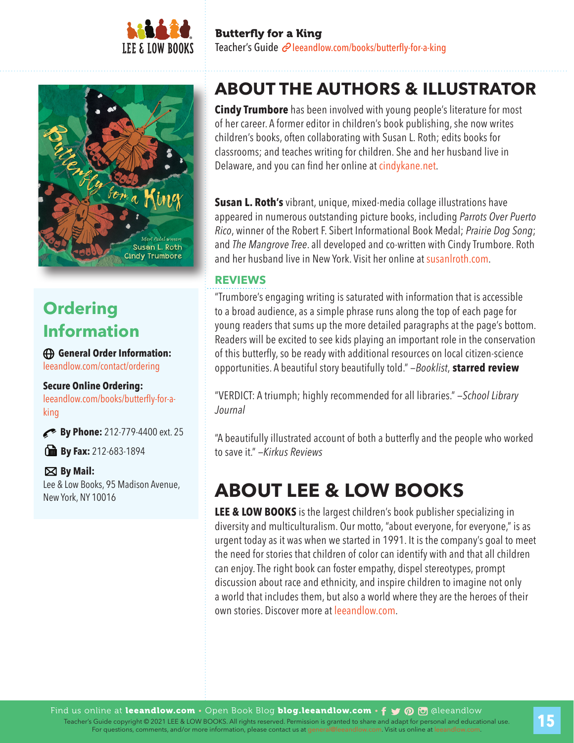## ABOUT THE AUTHORS & ILLUSTRATOR

**Cindy Trumbore** has been involved with young people's literature for most of her career. A former editor in children's book publishing, she now writes children's books, often collaborating with Susan L. Roth; edits books for classrooms; and teaches writing for children. She and her husband live in Delaware, and you can find her online at cindykane.net.

**Susan L. Roth's** vibrant, unique, mixed-media collage illustrations have appeared in numerous outstanding picture books, including *Parrots Over Puerto Rico*, winner of the Robert F. Sibert Informational Book Medal; *Prairie Dog Song*; and *The Mangrove Tree*. all developed and co-written with Cindy Trumbore. Roth and her husband live in New York. Visit her online at susanlroth.com.

### REVIEWS

"Trumbore's engaging writing is saturated with information that is accessible to a broad audience, as a simple phrase runs along the top of each page for young readers that sums up the more detailed paragraphs at the page's bottom. Readers will be excited to see kids playing an important role in the conservation of this butterfly, so be ready with additional resources on local citizen-science opportunities. A beautiful story beautifully told." –*Booklist*, **starred review**

"VERDICT: A triumph; highly recommended for all libraries." –*School Library Journal*

"A beautifully illustrated account of both a butterfly and the people who worked to save it." –*Kirkus Reviews*

## ABOUT LEE & LOW BOOKS

**LEE & LOW BOOKS** is the largest children's book publisher specializing in diversity and multiculturalism. Our motto, "about everyone, for everyone," is as urgent today as it was when we started in 1991. It is the company's goal to meet the need for stories that children of color can identify with and that all children can enjoy. The right book can foster empathy, dispel stereotypes, prompt discussion about race and ethnicity, and inspire children to imagine not only a world that includes them, but also a world where they are the heroes of their own stories. Discover more at leeandlow.com.

## Ordering Information

**General Order Information:**
leeandlow.com/contact/ordering

**Secure Online Ordering:**
leeandlow.com/books/butterfly-for-a-king

**By Phone:** 212-779-4400 ext. 25

**By Fax:** 212-683-1894

**By Mail:**
Lee & Low Books, 95 Madison Avenue, New York, NY 10016

Find us online at **leeandlow.com** • Open Book Blog **blog.leeandlow.com** • @leeandlow

Teacher's Guide copyright © 2021 LEE & LOW BOOKS. All rights reserved. Permission is granted to share and adapt for personal and educational use. For questions, comments, and/or more information, please contact us at general@leeandlow.com. Visit us online at leeandlow.com.